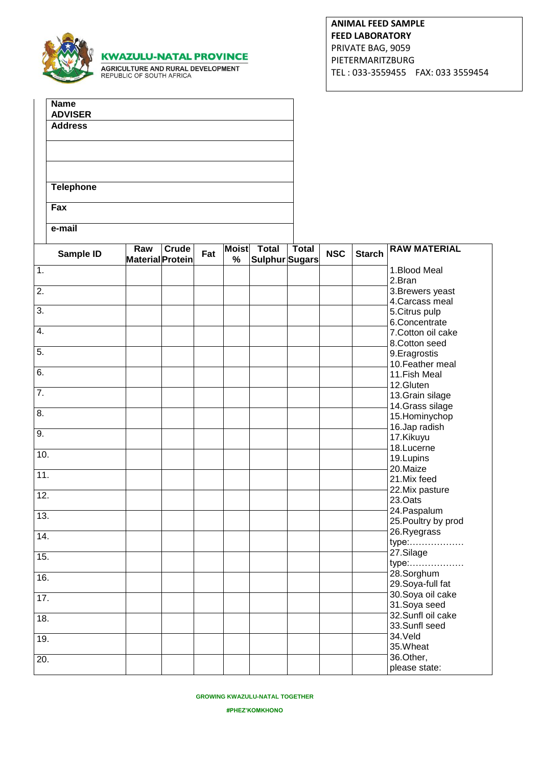**KWAZULU-NATAL PROVINCE**
AGRICULTURE AND RURAL DEVELOPMENT
REPUBLIC OF SOUTH AFRICA

**ANIMAL FEED SAMPLE**
**FEED LABORATORY**
PRIVATE BAG, 9059
PIETERMARITZBURG
TEL : 033-3559455 FAX: 033 3559454

| **Name** **ADVISER** |
|---|
| **Address** |
| |
| |
| **Telephone** |
| **Fax** |
| **e-mail** |

| Sample ID | Raw Material | Crude Protein | Fat | Moist % | Total Sulphur | Total Sugars | NSC | Starch | RAW MATERIAL |
|---|---|---|---|---|---|---|---|---|---|
| 1. | | | | | | | | | 1.Blood Meal 2.Bran |
| 2. | | | | | | | | | 3.Brewers yeast 4.Carcass meal |
| 3. | | | | | | | | | 5.Citrus pulp 6.Concentrate |
| 4. | | | | | | | | | 7.Cotton oil cake 8.Cotton seed |
| 5. | | | | | | | | | 9.Eragrostis 10.Feather meal |
| 6. | | | | | | | | | 11.Fish Meal 12.Gluten |
| 7. | | | | | | | | | 13.Grain silage 14.Grass silage |
| 8. | | | | | | | | | 15.Hominychop 16.Jap radish |
| 9. | | | | | | | | | 17.Kikuyu 18.Lucerne |
| 10. | | | | | | | | | 19.Lupins 20.Maize |
| 11. | | | | | | | | | 21.Mix feed 22.Mix pasture |
| 12. | | | | | | | | | 23.Oats 24.Paspalum |
| 13. | | | | | | | | | 25.Poultry by prod 26.Ryegrass |
| 14. | | | | | | | | | type:……………… |
| 15. | | | | | | | | | 27.Silage type:……………… |
| 16. | | | | | | | | | 28.Sorghum 29.Soya-full fat |
| 17. | | | | | | | | | 30.Soya oil cake 31.Soya seed |
| 18. | | | | | | | | | 32.Sunfl oil cake 33.Sunfl seed |
| 19. | | | | | | | | | 34.Veld 35.Wheat |
| 20. | | | | | | | | | 36.Other, please state: |

**GROWING KWAZULU-NATAL TOGETHER**

**#PHEZ'KOMKHONO**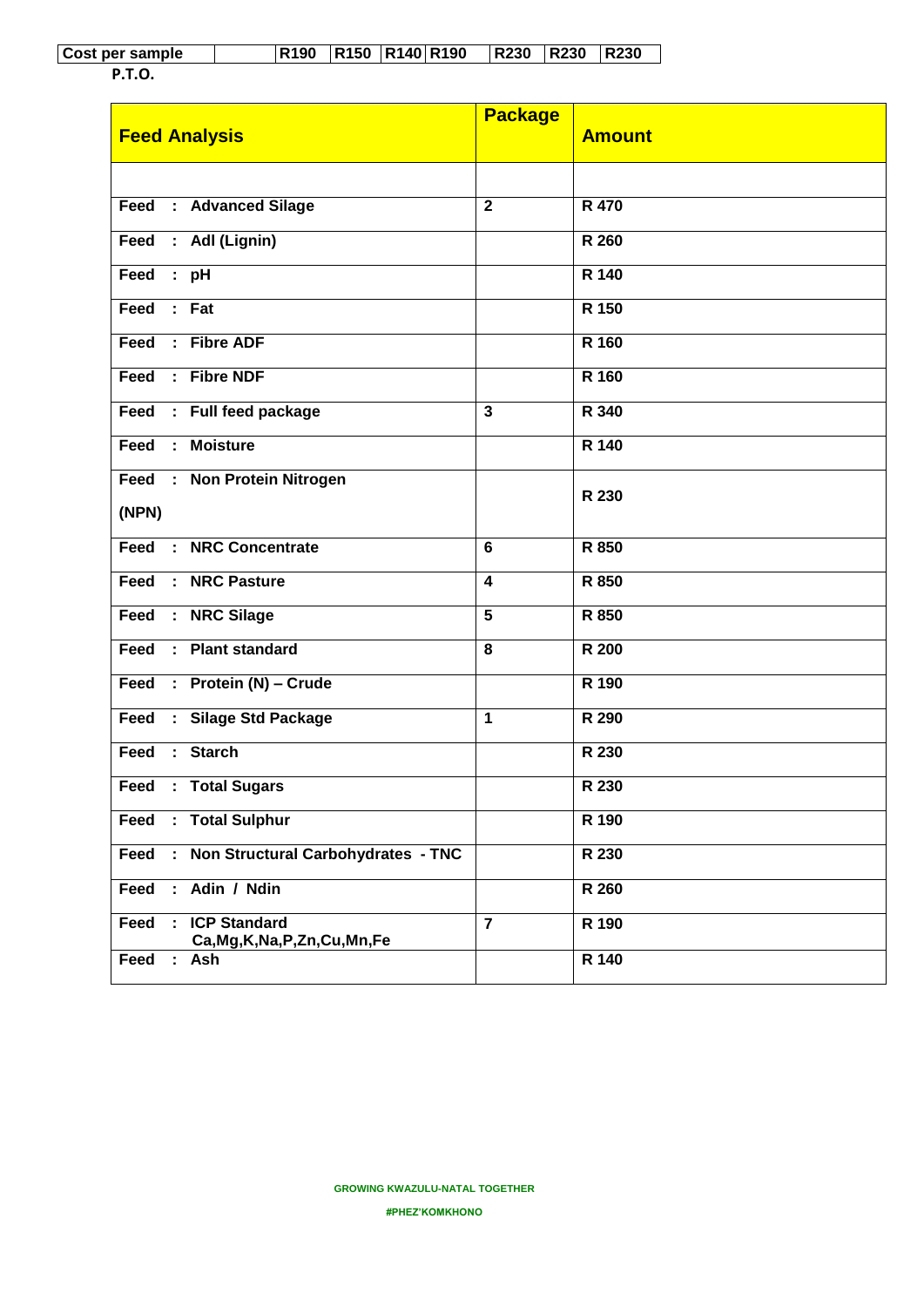| Cost per sample | | R190 | R150 | R140 | R190 | R230 | R230 | R230 |
|---|---|---|---|---|---|---|---|---|

**P.T.O.**

| **Feed Analysis** | **Package** | **Amount** |
|---|---|---|
| | | |
| **Feed : Advanced Silage** | **2** | **R 470** |
| **Feed : Adl (Lignin)** | | **R 260** |
| **Feed : pH** | | **R 140** |
| **Feed : Fat** | | **R 150** |
| **Feed : Fibre ADF** | | **R 160** |
| **Feed : Fibre NDF** | | **R 160** |
| **Feed : Full feed package** | **3** | **R 340** |
| **Feed : Moisture** | | **R 140** |
| **Feed : Non Protein Nitrogen (NPN)** | | **R 230** |
| **Feed : NRC Concentrate** | **6** | **R 850** |
| **Feed : NRC Pasture** | **4** | **R 850** |
| **Feed : NRC Silage** | **5** | **R 850** |
| **Feed : Plant standard** | **8** | **R 200** |
| **Feed : Protein (N) – Crude** | | **R 190** |
| **Feed : Silage Std Package** | **1** | **R 290** |
| **Feed : Starch** | | **R 230** |
| **Feed : Total Sugars** | | **R 230** |
| **Feed : Total Sulphur** | | **R 190** |
| **Feed : Non Structural Carbohydrates - TNC** | | **R 230** |
| **Feed : Adin / Ndin** | | **R 260** |
| **Feed : ICP Standard Ca,Mg,K,Na,P,Zn,Cu,Mn,Fe** | **7** | **R 190** |
| **Feed : Ash** | | **R 140** |

GROWING KWAZULU-NATAL TOGETHER

#PHEZ'KOMKHONO